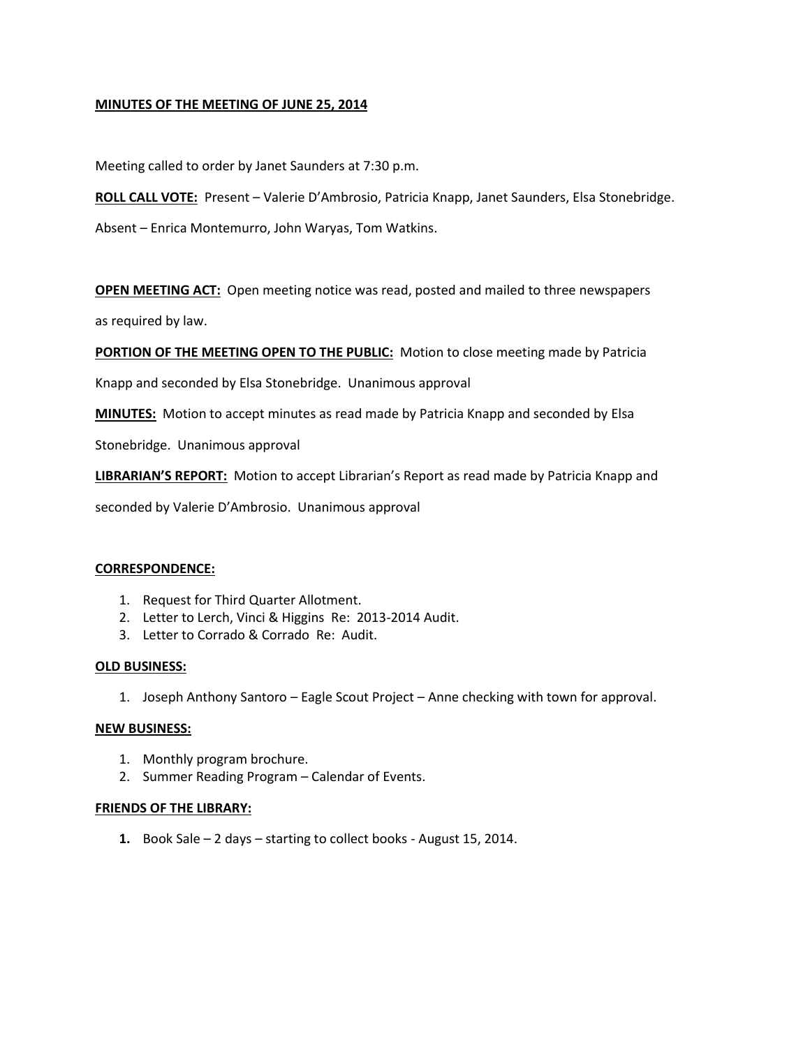**MINUTES OF THE MEETING OF JUNE 25, 2014**

Meeting called to order by Janet Saunders at 7:30 p.m.

**ROLL CALL VOTE:** Present – Valerie D'Ambrosio, Patricia Knapp, Janet Saunders, Elsa Stonebridge.

Absent – Enrica Montemurro, John Waryas, Tom Watkins.

**OPEN MEETING ACT:** Open meeting notice was read, posted and mailed to three newspapers as required by law.

**PORTION OF THE MEETING OPEN TO THE PUBLIC:** Motion to close meeting made by Patricia Knapp and seconded by Elsa Stonebridge. Unanimous approval

**MINUTES:** Motion to accept minutes as read made by Patricia Knapp and seconded by Elsa Stonebridge. Unanimous approval

**LIBRARIAN'S REPORT:** Motion to accept Librarian's Report as read made by Patricia Knapp and seconded by Valerie D'Ambrosio. Unanimous approval

**CORRESPONDENCE:**

1. Request for Third Quarter Allotment.
2. Letter to Lerch, Vinci & Higgins Re: 2013-2014 Audit.
3. Letter to Corrado & Corrado Re: Audit.

**OLD BUSINESS:**

1. Joseph Anthony Santoro – Eagle Scout Project – Anne checking with town for approval.

**NEW BUSINESS:**

1. Monthly program brochure.
2. Summer Reading Program – Calendar of Events.

**FRIENDS OF THE LIBRARY:**

1. Book Sale – 2 days – starting to collect books - August 15, 2014.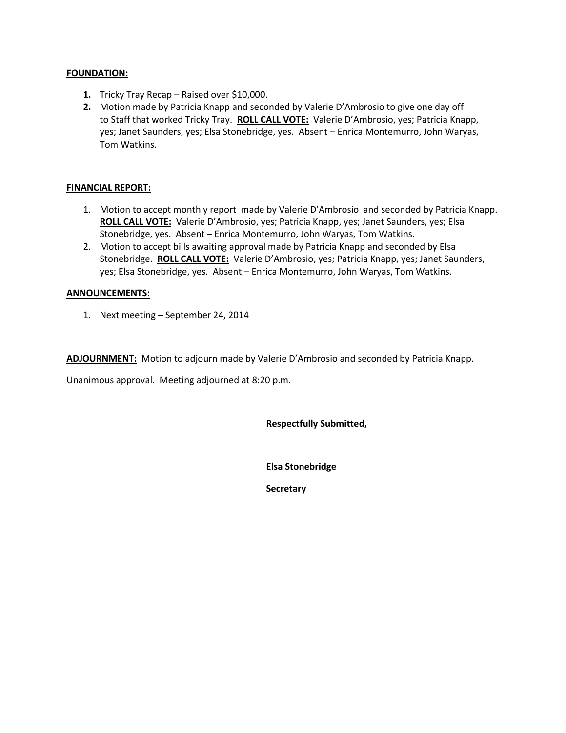**FOUNDATION:**

1. Tricky Tray Recap – Raised over $10,000.
2. Motion made by Patricia Knapp and seconded by Valerie D'Ambrosio to give one day off to Staff that worked Tricky Tray. **ROLL CALL VOTE:** Valerie D'Ambrosio, yes; Patricia Knapp, yes; Janet Saunders, yes; Elsa Stonebridge, yes. Absent – Enrica Montemurro, John Waryas, Tom Watkins.

**FINANCIAL REPORT:**

1. Motion to accept monthly report made by Valerie D'Ambrosio and seconded by Patricia Knapp. **ROLL CALL VOTE:** Valerie D'Ambrosio, yes; Patricia Knapp, yes; Janet Saunders, yes; Elsa Stonebridge, yes. Absent – Enrica Montemurro, John Waryas, Tom Watkins.
2. Motion to accept bills awaiting approval made by Patricia Knapp and seconded by Elsa Stonebridge. **ROLL CALL VOTE:** Valerie D'Ambrosio, yes; Patricia Knapp, yes; Janet Saunders, yes; Elsa Stonebridge, yes. Absent – Enrica Montemurro, John Waryas, Tom Watkins.

**ANNOUNCEMENTS:**

1. Next meeting – September 24, 2014

**ADJOURNMENT:** Motion to adjourn made by Valerie D'Ambrosio and seconded by Patricia Knapp.

Unanimous approval. Meeting adjourned at 8:20 p.m.

**Respectfully Submitted,**

**Elsa Stonebridge**

**Secretary**